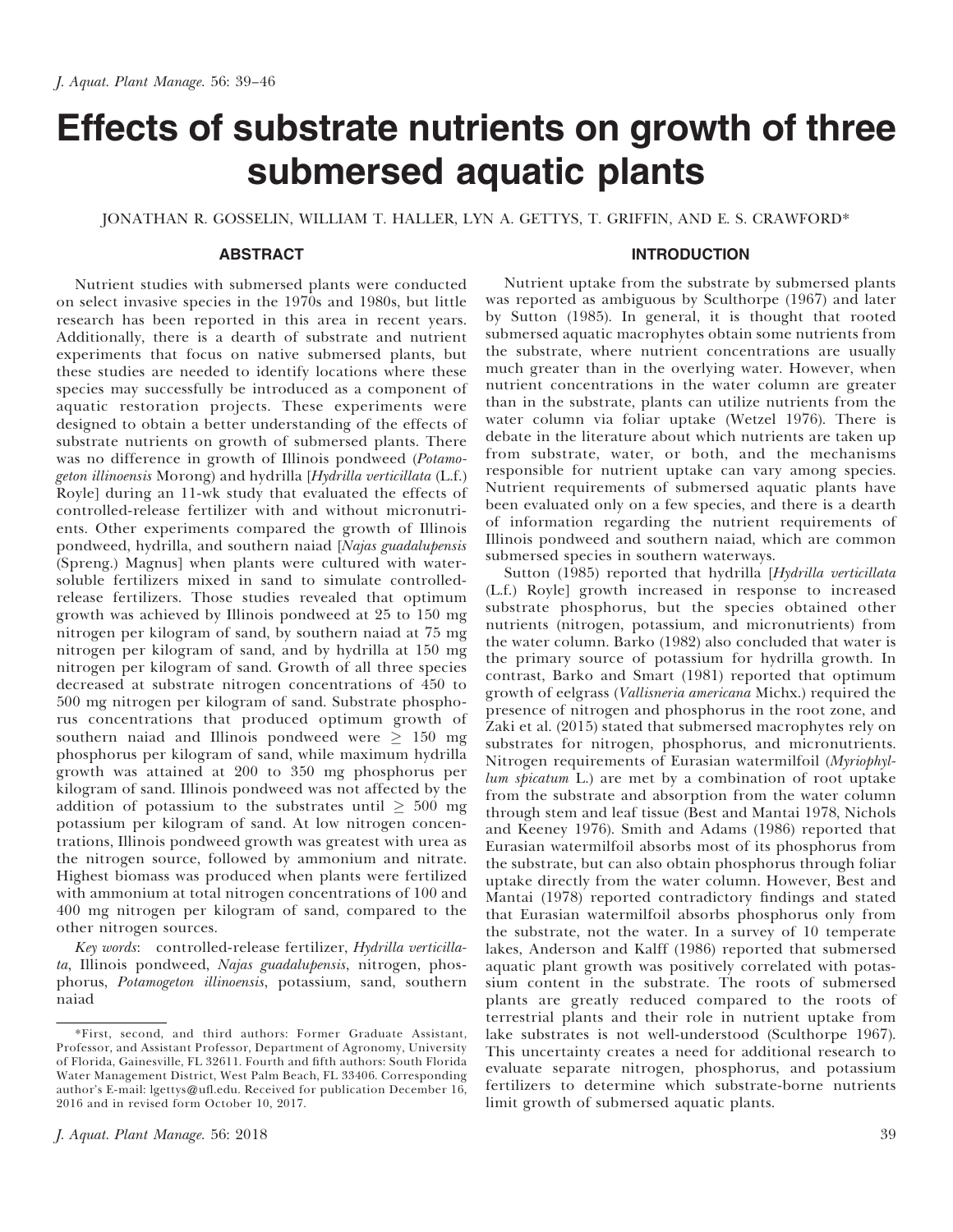// Effects of substrate nutrients on growth of three submersed aquatic plants

# Effects of substrate nutrients on growth of three submersed aquatic plants

JONATHAN R. GOSSELIN, WILLIAM T. HALLER, LYN A. GETTYS, T. GRIFFIN, AND E. S. CRAWFORD*

## ABSTRACT

Nutrient studies with submersed plants were conducted on select invasive species in the 1970s and 1980s, but little research has been reported in this area in recent years. Additionally, there is a dearth of substrate and nutrient experiments that focus on native submersed plants, but these studies are needed to identify locations where these species may successfully be introduced as a component of aquatic restoration projects. These experiments were designed to obtain a better understanding of the effects of substrate nutrients on growth of submersed plants. There was no difference in growth of Illinois pondweed (*Potamogeton illinoensis* Morong) and hydrilla [*Hydrilla verticillata* (L.f.) Royle] during an 11-wk study that evaluated the effects of controlled-release fertilizer with and without micronutrients. Other experiments compared the growth of Illinois pondweed, hydrilla, and southern naiad [*Najas guadalupensis* (Spreng.) Magnus] when plants were cultured with water-soluble fertilizers mixed in sand to simulate controlled-release fertilizers. Those studies revealed that optimum growth was achieved by Illinois pondweed at 25 to 150 mg nitrogen per kilogram of sand, by southern naiad at 75 mg nitrogen per kilogram of sand, and by hydrilla at 150 mg nitrogen per kilogram of sand. Growth of all three species decreased at substrate nitrogen concentrations of 450 to 500 mg nitrogen per kilogram of sand. Substrate phosphorus concentrations that produced optimum growth of southern naiad and Illinois pondweed were $\geq$ 150 mg phosphorus per kilogram of sand, while maximum hydrilla growth was attained at 200 to 350 mg phosphorus per kilogram of sand. Illinois pondweed was not affected by the addition of potassium to the substrates until $\geq$ 500 mg potassium per kilogram of sand. At low nitrogen concentrations, Illinois pondweed growth was greatest with urea as the nitrogen source, followed by ammonium and nitrate. Highest biomass was produced when plants were fertilized with ammonium at total nitrogen concentrations of 100 and 400 mg nitrogen per kilogram of sand, compared to the other nitrogen sources.

*Key words*: controlled-release fertilizer, *Hydrilla verticillata*, Illinois pondweed, *Najas guadalupensis*, nitrogen, phosphorus, *Potamogeton illinoensis*, potassium, sand, southern naiad

*First, second, and third authors: Former Graduate Assistant, Professor, and Assistant Professor, Department of Agronomy, University of Florida, Gainesville, FL 32611. Fourth and fifth authors: South Florida Water Management District, West Palm Beach, FL 33406. Corresponding author's E-mail: lgettys@ufl.edu. Received for publication December 16, 2016 and in revised form October 10, 2017.

## INTRODUCTION

Nutrient uptake from the substrate by submersed plants was reported as ambiguous by Sculthorpe (1967) and later by Sutton (1985). In general, it is thought that rooted submersed aquatic macrophytes obtain some nutrients from the substrate, where nutrient concentrations are usually much greater than in the overlying water. However, when nutrient concentrations in the water column are greater than in the substrate, plants can utilize nutrients from the water column via foliar uptake (Wetzel 1976). There is debate in the literature about which nutrients are taken up from substrate, water, or both, and the mechanisms responsible for nutrient uptake can vary among species. Nutrient requirements of submersed aquatic plants have been evaluated only on a few species, and there is a dearth of information regarding the nutrient requirements of Illinois pondweed and southern naiad, which are common submersed species in southern waterways.

Sutton (1985) reported that hydrilla [*Hydrilla verticillata* (L.f.) Royle] growth increased in response to increased substrate phosphorus, but the species obtained other nutrients (nitrogen, potassium, and micronutrients) from the water column. Barko (1982) also concluded that water is the primary source of potassium for hydrilla growth. In contrast, Barko and Smart (1981) reported that optimum growth of eelgrass (*Vallisneria americana* Michx.) required the presence of nitrogen and phosphorus in the root zone, and Zaki et al. (2015) stated that submersed macrophytes rely on substrates for nitrogen, phosphorus, and micronutrients. Nitrogen requirements of Eurasian watermilfoil (*Myriophyllum spicatum* L.) are met by a combination of root uptake from the substrate and absorption from the water column through stem and leaf tissue (Best and Mantai 1978, Nichols and Keeney 1976). Smith and Adams (1986) reported that Eurasian watermilfoil absorbs most of its phosphorus from the substrate, but can also obtain phosphorus through foliar uptake directly from the water column. However, Best and Mantai (1978) reported contradictory findings and stated that Eurasian watermilfoil absorbs phosphorus only from the substrate, not the water. In a survey of 10 temperate lakes, Anderson and Kalff (1986) reported that submersed aquatic plant growth was positively correlated with potassium content in the substrate. The roots of submersed plants are greatly reduced compared to the roots of terrestrial plants and their role in nutrient uptake from lake substrates is not well-understood (Sculthorpe 1967). This uncertainty creates a need for additional research to evaluate separate nitrogen, phosphorus, and potassium fertilizers to determine which substrate-borne nutrients limit growth of submersed aquatic plants.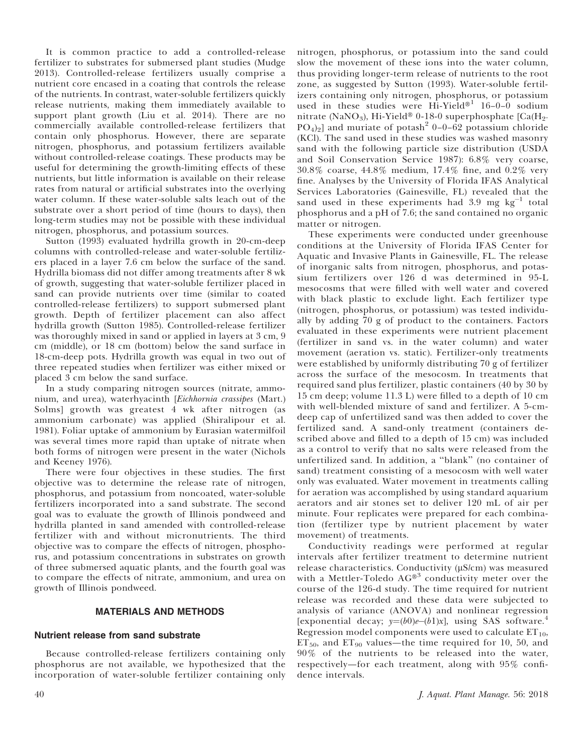It is common practice to add a controlled-release fertilizer to substrates for submersed plant studies (Mudge 2013). Controlled-release fertilizers usually comprise a nutrient core encased in a coating that controls the release of the nutrients. In contrast, water-soluble fertilizers quickly release nutrients, making them immediately available to support plant growth (Liu et al. 2014). There are no commercially available controlled-release fertilizers that contain only phosphorus. However, there are separate nitrogen, phosphorus, and potassium fertilizers available without controlled-release coatings. These products may be useful for determining the growth-limiting effects of these nutrients, but little information is available on their release rates from natural or artificial substrates into the overlying water column. If these water-soluble salts leach out of the substrate over a short period of time (hours to days), then long-term studies may not be possible with these individual nitrogen, phosphorus, and potassium sources.

Sutton (1993) evaluated hydrilla growth in 20-cm-deep columns with controlled-release and water-soluble fertilizers placed in a layer 7.6 cm below the surface of the sand. Hydrilla biomass did not differ among treatments after 8 wk of growth, suggesting that water-soluble fertilizer placed in sand can provide nutrients over time (similar to coated controlled-release fertilizers) to support submersed plant growth. Depth of fertilizer placement can also affect hydrilla growth (Sutton 1985). Controlled-release fertilizer was thoroughly mixed in sand or applied in layers at 3 cm, 9 cm (middle), or 18 cm (bottom) below the sand surface in 18-cm-deep pots. Hydrilla growth was equal in two out of three repeated studies when fertilizer was either mixed or placed 3 cm below the sand surface.

In a study comparing nitrogen sources (nitrate, ammonium, and urea), waterhyacinth [*Eichhornia crassipes* (Mart.) Solms] growth was greatest 4 wk after nitrogen (as ammonium carbonate) was applied (Shiralipour et al. 1981). Foliar uptake of ammonium by Eurasian watermilfoil was several times more rapid than uptake of nitrate when both forms of nitrogen were present in the water (Nichols and Keeney 1976).

There were four objectives in these studies. The first objective was to determine the release rate of nitrogen, phosphorus, and potassium from noncoated, water-soluble fertilizers incorporated into a sand substrate. The second goal was to evaluate the growth of Illinois pondweed and hydrilla planted in sand amended with controlled-release fertilizer with and without micronutrients. The third objective was to compare the effects of nitrogen, phosphorus, and potassium concentrations in substrates on growth of three submersed aquatic plants, and the fourth goal was to compare the effects of nitrate, ammonium, and urea on growth of Illinois pondweed.

## MATERIALS AND METHODS

### Nutrient release from sand substrate

Because controlled-release fertilizers containing only phosphorus are not available, we hypothesized that the incorporation of water-soluble fertilizer containing only nitrogen, phosphorus, or potassium into the sand could slow the movement of these ions into the water column, thus providing longer-term release of nutrients to the root zone, as suggested by Sutton (1993). Water-soluble fertilizers containing only nitrogen, phosphorus, or potassium used in these studies were Hi-Yield®[1] 16–0–0 sodium nitrate ($NaNO_3$), Hi-Yield® 0-18-0 superphosphate [$Ca(H_2PO_4)_2$] and muriate of potash[2] 0–0–62 potassium chloride (KCl). The sand used in these studies was washed masonry sand with the following particle size distribution (USDA and Soil Conservation Service 1987): 6.8% very coarse, 30.8% coarse, 44.8% medium, 17.4% fine, and 0.2% very fine. Analyses by the University of Florida IFAS Analytical Services Laboratories (Gainesville, FL) revealed that the sand used in these experiments had 3.9 mg $kg^{-1}$ total phosphorus and a pH of 7.6; the sand contained no organic matter or nitrogen.

These experiments were conducted under greenhouse conditions at the University of Florida IFAS Center for Aquatic and Invasive Plants in Gainesville, FL. The release of inorganic salts from nitrogen, phosphorus, and potassium fertilizers over 126 d was determined in 95-L mesocosms that were filled with well water and covered with black plastic to exclude light. Each fertilizer type (nitrogen, phosphorus, or potassium) was tested individually by adding 70 g of product to the containers. Factors evaluated in these experiments were nutrient placement (fertilizer in sand vs. in the water column) and water movement (aeration vs. static). Fertilizer-only treatments were established by uniformly distributing 70 g of fertilizer across the surface of the mesocosm. In treatments that required sand plus fertilizer, plastic containers (40 by 30 by 15 cm deep; volume 11.3 L) were filled to a depth of 10 cm with well-blended mixture of sand and fertilizer. A 5-cm-deep cap of unfertilized sand was then added to cover the fertilized sand. A sand-only treatment (containers described above and filled to a depth of 15 cm) was included as a control to verify that no salts were released from the unfertilized sand. In addition, a "blank" (no container of sand) treatment consisting of a mesocosm with well water only was evaluated. Water movement in treatments calling for aeration was accomplished by using standard aquarium aerators and air stones set to deliver 120 mL of air per minute. Four replicates were prepared for each combination (fertilizer type by nutrient placement by water movement) of treatments.

Conductivity readings were performed at regular intervals after fertilizer treatment to determine nutrient release characteristics. Conductivity (μS/cm) was measured with a Mettler-Toledo AG®[3] conductivity meter over the course of the 126-d study. The time required for nutrient release was recorded and these data were subjected to analysis of variance (ANOVA) and nonlinear regression [exponential decay; $y=(b0)e-(b1)x$], using SAS software.[4] Regression model components were used to calculate $ET_{10}$, $ET_{50}$, and $ET_{90}$ values—the time required for 10, 50, and 90% of the nutrients to be released into the water, respectively—for each treatment, along with 95% confidence intervals.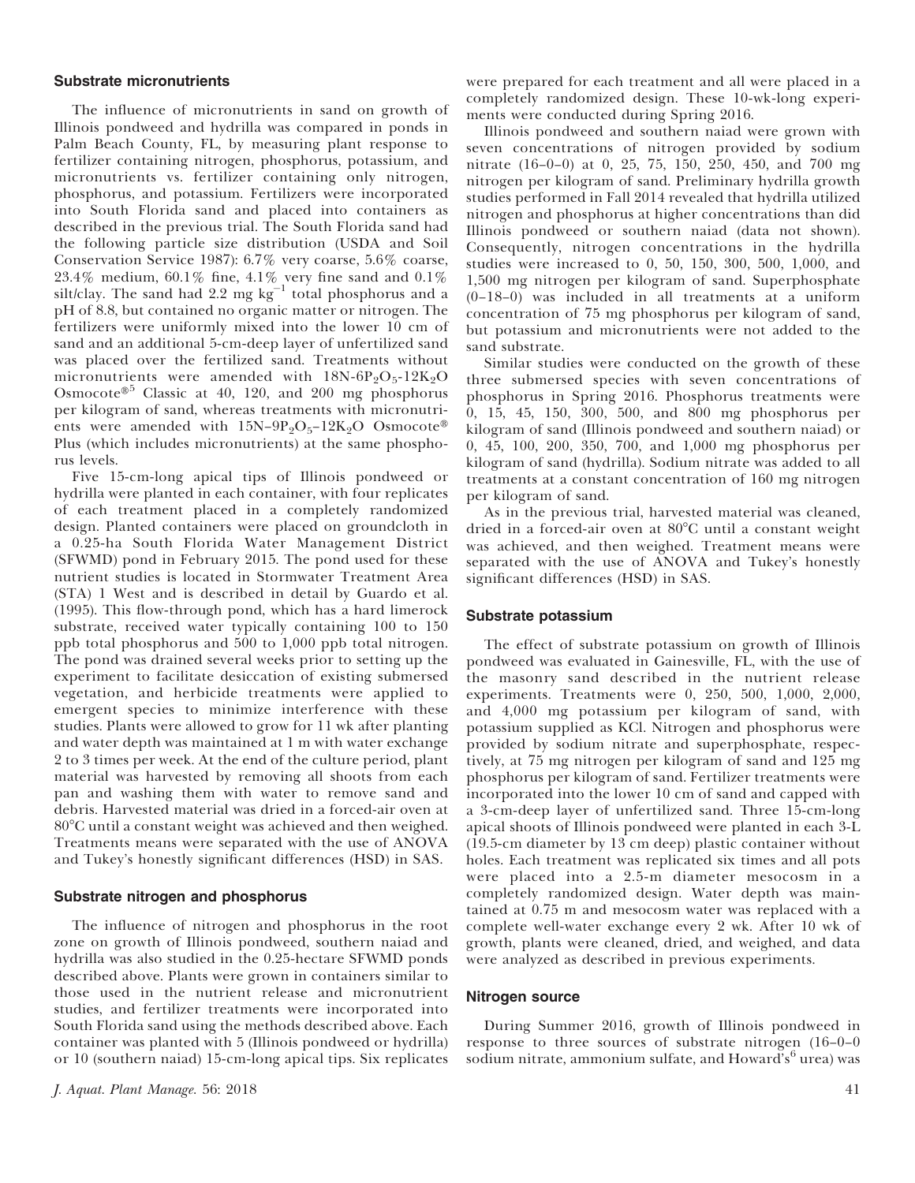### Substrate micronutrients

The influence of micronutrients in sand on growth of Illinois pondweed and hydrilla was compared in ponds in Palm Beach County, FL, by measuring plant response to fertilizer containing nitrogen, phosphorus, potassium, and micronutrients vs. fertilizer containing only nitrogen, phosphorus, and potassium. Fertilizers were incorporated into South Florida sand and placed into containers as described in the previous trial. The South Florida sand had the following particle size distribution (USDA and Soil Conservation Service 1987): 6.7% very coarse, 5.6% coarse, 23.4% medium, 60.1% fine, 4.1% very fine sand and 0.1% silt/clay. The sand had 2.2 mg $kg^{-1}$ total phosphorus and a pH of 8.8, but contained no organic matter or nitrogen. The fertilizers were uniformly mixed into the lower 10 cm of sand and an additional 5-cm-deep layer of unfertilized sand was placed over the fertilized sand. Treatments without micronutrients were amended with 18N-6$P_2O_5$-12$K_2O$ Osmocote®[5] Classic at 40, 120, and 200 mg phosphorus per kilogram of sand, whereas treatments with micronutrients were amended with 15N–9$P_2O_5$–12$K_2O$ Osmocote® Plus (which includes micronutrients) at the same phosphorus levels.

Five 15-cm-long apical tips of Illinois pondweed or hydrilla were planted in each container, with four replicates of each treatment placed in a completely randomized design. Planted containers were placed on groundcloth in a 0.25-ha South Florida Water Management District (SFWMD) pond in February 2015. The pond used for these nutrient studies is located in Stormwater Treatment Area (STA) 1 West and is described in detail by Guardo et al. (1995). This flow-through pond, which has a hard limerock substrate, received water typically containing 100 to 150 ppb total phosphorus and 500 to 1,000 ppb total nitrogen. The pond was drained several weeks prior to setting up the experiment to facilitate desiccation of existing submersed vegetation, and herbicide treatments were applied to emergent species to minimize interference with these studies. Plants were allowed to grow for 11 wk after planting and water depth was maintained at 1 m with water exchange 2 to 3 times per week. At the end of the culture period, plant material was harvested by removing all shoots from each pan and washing them with water to remove sand and debris. Harvested material was dried in a forced-air oven at 80°C until a constant weight was achieved and then weighed. Treatments means were separated with the use of ANOVA and Tukey's honestly significant differences (HSD) in SAS.

### Substrate nitrogen and phosphorus

The influence of nitrogen and phosphorus in the root zone on growth of Illinois pondweed, southern naiad and hydrilla was also studied in the 0.25-hectare SFWMD ponds described above. Plants were grown in containers similar to those used in the nutrient release and micronutrient studies, and fertilizer treatments were incorporated into South Florida sand using the methods described above. Each container was planted with 5 (Illinois pondweed or hydrilla) or 10 (southern naiad) 15-cm-long apical tips. Six replicates were prepared for each treatment and all were placed in a completely randomized design. These 10-wk-long experiments were conducted during Spring 2016.

Illinois pondweed and southern naiad were grown with seven concentrations of nitrogen provided by sodium nitrate (16–0–0) at 0, 25, 75, 150, 250, 450, and 700 mg nitrogen per kilogram of sand. Preliminary hydrilla growth studies performed in Fall 2014 revealed that hydrilla utilized nitrogen and phosphorus at higher concentrations than did Illinois pondweed or southern naiad (data not shown). Consequently, nitrogen concentrations in the hydrilla studies were increased to 0, 50, 150, 300, 500, 1,000, and 1,500 mg nitrogen per kilogram of sand. Superphosphate (0–18–0) was included in all treatments at a uniform concentration of 75 mg phosphorus per kilogram of sand, but potassium and micronutrients were not added to the sand substrate.

Similar studies were conducted on the growth of these three submersed species with seven concentrations of phosphorus in Spring 2016. Phosphorus treatments were 0, 15, 45, 150, 300, 500, and 800 mg phosphorus per kilogram of sand (Illinois pondweed and southern naiad) or 0, 45, 100, 200, 350, 700, and 1,000 mg phosphorus per kilogram of sand (hydrilla). Sodium nitrate was added to all treatments at a constant concentration of 160 mg nitrogen per kilogram of sand.

As in the previous trial, harvested material was cleaned, dried in a forced-air oven at 80°C until a constant weight was achieved, and then weighed. Treatment means were separated with the use of ANOVA and Tukey's honestly significant differences (HSD) in SAS.

### Substrate potassium

The effect of substrate potassium on growth of Illinois pondweed was evaluated in Gainesville, FL, with the use of the masonry sand described in the nutrient release experiments. Treatments were 0, 250, 500, 1,000, 2,000, and 4,000 mg potassium per kilogram of sand, with potassium supplied as KCl. Nitrogen and phosphorus were provided by sodium nitrate and superphosphate, respectively, at 75 mg nitrogen per kilogram of sand and 125 mg phosphorus per kilogram of sand. Fertilizer treatments were incorporated into the lower 10 cm of sand and capped with a 3-cm-deep layer of unfertilized sand. Three 15-cm-long apical shoots of Illinois pondweed were planted in each 3-L (19.5-cm diameter by 13 cm deep) plastic container without holes. Each treatment was replicated six times and all pots were placed into a 2.5-m diameter mesocosm in a completely randomized design. Water depth was maintained at 0.75 m and mesocosm water was replaced with a complete well-water exchange every 2 wk. After 10 wk of growth, plants were cleaned, dried, and weighed, and data were analyzed as described in previous experiments.

### Nitrogen source

During Summer 2016, growth of Illinois pondweed in response to three sources of substrate nitrogen (16–0–0 sodium nitrate, ammonium sulfate, and Howard's[6] urea) was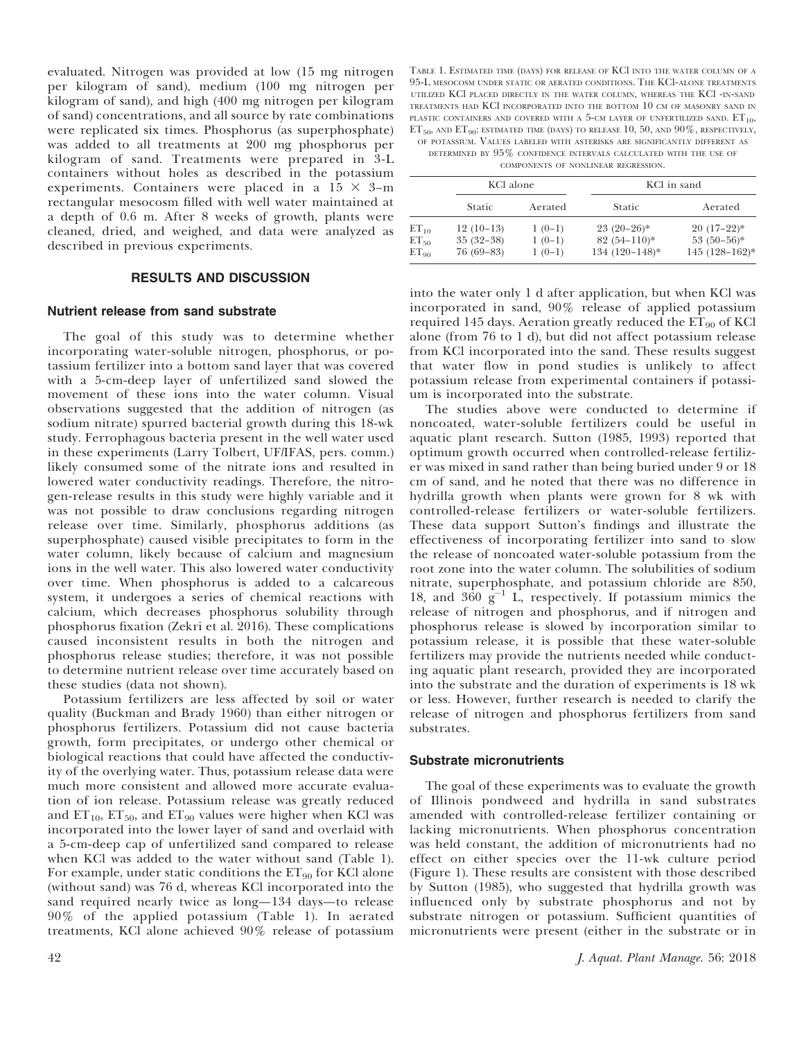evaluated. Nitrogen was provided at low (15 mg nitrogen per kilogram of sand), medium (100 mg nitrogen per kilogram of sand), and high (400 mg nitrogen per kilogram of sand) concentrations, and all source by rate combinations were replicated six times. Phosphorus (as superphosphate) was added to all treatments at 200 mg phosphorus per kilogram of sand. Treatments were prepared in 3-L containers without holes as described in the potassium experiments. Containers were placed in a 15 × 3–m rectangular mesocosm filled with well water maintained at a depth of 0.6 m. After 8 weeks of growth, plants were cleaned, dried, and weighed, and data were analyzed as described in previous experiments.

## RESULTS AND DISCUSSION

### Nutrient release from sand substrate

The goal of this study was to determine whether incorporating water-soluble nitrogen, phosphorus, or potassium fertilizer into a bottom sand layer that was covered with a 5-cm-deep layer of unfertilized sand slowed the movement of these ions into the water column. Visual observations suggested that the addition of nitrogen (as sodium nitrate) spurred bacterial growth during this 18-wk study. Ferrophagous bacteria present in the well water used in these experiments (Larry Tolbert, UF/IFAS, pers. comm.) likely consumed some of the nitrate ions and resulted in lowered water conductivity readings. Therefore, the nitrogen-release results in this study were highly variable and it was not possible to draw conclusions regarding nitrogen release over time. Similarly, phosphorus additions (as superphosphate) caused visible precipitates to form in the water column, likely because of calcium and magnesium ions in the well water. This also lowered water conductivity over time. When phosphorus is added to a calcareous system, it undergoes a series of chemical reactions with calcium, which decreases phosphorus solubility through phosphorus fixation (Zekri et al. 2016). These complications caused inconsistent results in both the nitrogen and phosphorus release studies; therefore, it was not possible to determine nutrient release over time accurately based on these studies (data not shown).

Potassium fertilizers are less affected by soil or water quality (Buckman and Brady 1960) than either nitrogen or phosphorus fertilizers. Potassium did not cause bacteria growth, form precipitates, or undergo other chemical or biological reactions that could have affected the conductivity of the overlying water. Thus, potassium release data were much more consistent and allowed more accurate evaluation of ion release. Potassium release was greatly reduced and $ET_{10}$, $ET_{50}$, and $ET_{90}$ values were higher when KCl was incorporated into the lower layer of sand and overlaid with a 5-cm-deep cap of unfertilized sand compared to release when KCl was added to the water without sand (Table 1). For example, under static conditions the $ET_{90}$ for KCl alone (without sand) was 76 d, whereas KCl incorporated into the sand required nearly twice as long—134 days—to release 90% of the applied potassium (Table 1). In aerated treatments, KCl alone achieved 90% release of potassium into the water only 1 d after application, but when KCl was incorporated in sand, 90% release of applied potassium required 145 days. Aeration greatly reduced the $ET_{90}$ of KCl alone (from 76 to 1 d), but did not affect potassium release from KCl incorporated into the sand. These results suggest that water flow in pond studies is unlikely to affect potassium release from experimental containers if potassium is incorporated into the substrate.

Table 1. Estimated time (days) for release of KCl into the water column of a 95-L mesocosm under static or aerated conditions. The KCl-alone treatments utilized KCl placed directly in the water column, whereas the KCl -in-sand treatments had KCl incorporated into the bottom 10 cm of masonry sand in plastic containers and covered with a 5-cm layer of unfertilized sand. $ET_{10}$, $ET_{50}$, and $ET_{90}$: estimated time (days) to release 10, 50, and 90%, respectively, of potassium. Values labeled with asterisks are significantly different as determined by 95% confidence intervals calculated with the use of components of nonlinear regression.

| | KCl alone | | KCl in sand | |
|---|---|---|---|---|
| | Static | Aerated | Static | Aerated |
| $ET_{10}$ | 12 (10–13) | 1 (0–1) | 23 (20–26)* | 20 (17–22)* |
| $ET_{50}$ | 35 (32–38) | 1 (0–1) | 82 (54–110)* | 53 (50–56)* |
| $ET_{90}$ | 76 (69–83) | 1 (0–1) | 134 (120–148)* | 145 (128–162)* |

The studies above were conducted to determine if noncoated, water-soluble fertilizers could be useful in aquatic plant research. Sutton (1985, 1993) reported that optimum growth occurred when controlled-release fertilizer was mixed in sand rather than being buried under 9 or 18 cm of sand, and he noted that there was no difference in hydrilla growth when plants were grown for 8 wk with controlled-release fertilizers or water-soluble fertilizers. These data support Sutton's findings and illustrate the effectiveness of incorporating fertilizer into sand to slow the release of noncoated water-soluble potassium from the root zone into the water column. The solubilities of sodium nitrate, superphosphate, and potassium chloride are 850, 18, and 360 $g^{-1}$ L, respectively. If potassium mimics the release of nitrogen and phosphorus, and if nitrogen and phosphorus release is slowed by incorporation similar to potassium release, it is possible that these water-soluble fertilizers may provide the nutrients needed while conducting aquatic plant research, provided they are incorporated into the substrate and the duration of experiments is 18 wk or less. However, further research is needed to clarify the release of nitrogen and phosphorus fertilizers from sand substrates.

### Substrate micronutrients

The goal of these experiments was to evaluate the growth of Illinois pondweed and hydrilla in sand substrates amended with controlled-release fertilizer containing or lacking micronutrients. When phosphorus concentration was held constant, the addition of micronutrients had no effect on either species over the 11-wk culture period (Figure 1). These results are consistent with those described by Sutton (1985), who suggested that hydrilla growth was influenced only by substrate phosphorus and not by substrate nitrogen or potassium. Sufficient quantities of micronutrients were present (either in the substrate or in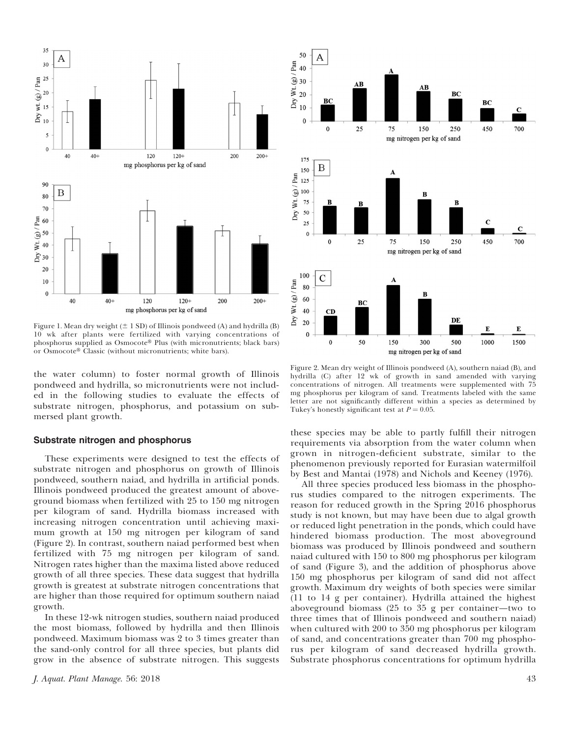Figure 1. Mean dry weight (± 1 SD) of Illinois pondweed (A) and hydrilla (B) 10 wk after plants were fertilized with varying concentrations of phosphorus supplied as Osmocote® Plus (with micronutrients; black bars) or Osmocote® Classic (without micronutrients; white bars).

Figure 2. Mean dry weight of Illinois pondweed (A), southern naiad (B), and hydrilla (C) after 12 wk of growth in sand amended with varying concentrations of nitrogen. All treatments were supplemented with 75 mg phosphorus per kilogram of sand. Treatments labeled with the same letter are not significantly different within a species as determined by Tukey's honestly significant test at $P = 0.05$.

the water column) to foster normal growth of Illinois pondweed and hydrilla, so micronutrients were not included in the following studies to evaluate the effects of substrate nitrogen, phosphorus, and potassium on submersed plant growth.

## Substrate nitrogen and phosphorus

These experiments were designed to test the effects of substrate nitrogen and phosphorus on growth of Illinois pondweed, southern naiad, and hydrilla in artificial ponds. Illinois pondweed produced the greatest amount of aboveground biomass when fertilized with 25 to 150 mg nitrogen per kilogram of sand. Hydrilla biomass increased with increasing nitrogen concentration until achieving maximum growth at 150 mg nitrogen per kilogram of sand (Figure 2). In contrast, southern naiad performed best when fertilized with 75 mg nitrogen per kilogram of sand. Nitrogen rates higher than the maxima listed above reduced growth of all three species. These data suggest that hydrilla growth is greatest at substrate nitrogen concentrations that are higher than those required for optimum southern naiad growth.

In these 12-wk nitrogen studies, southern naiad produced the most biomass, followed by hydrilla and then Illinois pondweed. Maximum biomass was 2 to 3 times greater than the sand-only control for all three species, but plants did grow in the absence of substrate nitrogen. This suggests these species may be able to partly fulfill their nitrogen requirements via absorption from the water column when grown in nitrogen-deficient substrate, similar to the phenomenon previously reported for Eurasian watermilfoil by Best and Mantai (1978) and Nichols and Keeney (1976).

All three species produced less biomass in the phosphorus studies compared to the nitrogen experiments. The reason for reduced growth in the Spring 2016 phosphorus study is not known, but may have been due to algal growth or reduced light penetration in the ponds, which could have hindered biomass production. The most aboveground biomass was produced by Illinois pondweed and southern naiad cultured with 150 to 800 mg phosphorus per kilogram of sand (Figure 3), and the addition of phosphorus above 150 mg phosphorus per kilogram of sand did not affect growth. Maximum dry weights of both species were similar (11 to 14 g per container). Hydrilla attained the highest aboveground biomass (25 to 35 g per container—two to three times that of Illinois pondweed and southern naiad) when cultured with 200 to 350 mg phosphorus per kilogram of sand, and concentrations greater than 700 mg phosphorus per kilogram of sand decreased hydrilla growth. Substrate phosphorus concentrations for optimum hydrilla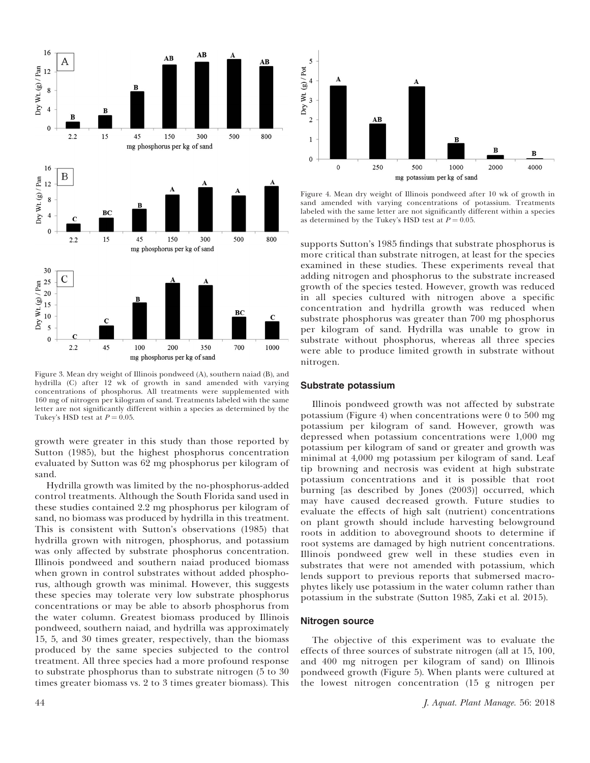Figure 3. Mean dry weight of Illinois pondweed (A), southern naiad (B), and hydrilla (C) after 12 wk of growth in sand amended with varying concentrations of phosphorus. All treatments were supplemented with 160 mg of nitrogen per kilogram of sand. Treatments labeled with the same letter are not significantly different within a species as determined by the Tukey's HSD test at $P = 0.05$.

growth were greater in this study than those reported by Sutton (1985), but the highest phosphorus concentration evaluated by Sutton was 62 mg phosphorus per kilogram of sand.

Hydrilla growth was limited by the no-phosphorus-added control treatments. Although the South Florida sand used in these studies contained 2.2 mg phosphorus per kilogram of sand, no biomass was produced by hydrilla in this treatment. This is consistent with Sutton's observations (1985) that hydrilla grown with nitrogen, phosphorus, and potassium was only affected by substrate phosphorus concentration. Illinois pondweed and southern naiad produced biomass when grown in control substrates without added phosphorus, although growth was minimal. However, this suggests these species may tolerate very low substrate phosphorus concentrations or may be able to absorb phosphorus from the water column. Greatest biomass produced by Illinois pondweed, southern naiad, and hydrilla was approximately 15, 5, and 30 times greater, respectively, than the biomass produced by the same species subjected to the control treatment. All three species had a more profound response to substrate phosphorus than to substrate nitrogen (5 to 30 times greater biomass vs. 2 to 3 times greater biomass). This

Figure 4. Mean dry weight of Illinois pondweed after 10 wk of growth in sand amended with varying concentrations of potassium. Treatments labeled with the same letter are not significantly different within a species as determined by the Tukey's HSD test at $P = 0.05$.

supports Sutton's 1985 findings that substrate phosphorus is more critical than substrate nitrogen, at least for the species examined in these studies. These experiments reveal that adding nitrogen and phosphorus to the substrate increased growth of the species tested. However, growth was reduced in all species cultured with nitrogen above a specific concentration and hydrilla growth was reduced when substrate phosphorus was greater than 700 mg phosphorus per kilogram of sand. Hydrilla was unable to grow in substrate without phosphorus, whereas all three species were able to produce limited growth in substrate without nitrogen.

### Substrate potassium

Illinois pondweed growth was not affected by substrate potassium (Figure 4) when concentrations were 0 to 500 mg potassium per kilogram of sand. However, growth was depressed when potassium concentrations were 1,000 mg potassium per kilogram of sand or greater and growth was minimal at 4,000 mg potassium per kilogram of sand. Leaf tip browning and necrosis was evident at high substrate potassium concentrations and it is possible that root burning [as described by Jones (2003)] occurred, which may have caused decreased growth. Future studies to evaluate the effects of high salt (nutrient) concentrations on plant growth should include harvesting belowground roots in addition to aboveground shoots to determine if root systems are damaged by high nutrient concentrations. Illinois pondweed grew well in these studies even in substrates that were not amended with potassium, which lends support to previous reports that submersed macrophytes likely use potassium in the water column rather than potassium in the substrate (Sutton 1985, Zaki et al. 2015).

### Nitrogen source

The objective of this experiment was to evaluate the effects of three sources of substrate nitrogen (all at 15, 100, and 400 mg nitrogen per kilogram of sand) on Illinois pondweed growth (Figure 5). When plants were cultured at the lowest nitrogen concentration (15 g nitrogen per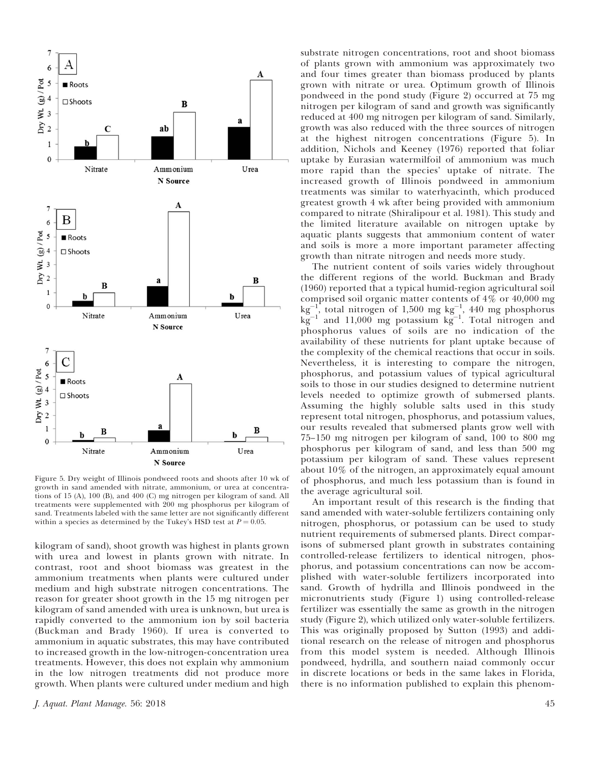Figure 5. Dry weight of Illinois pondweed roots and shoots after 10 wk of growth in sand amended with nitrate, ammonium, or urea at concentrations of 15 (A), 100 (B), and 400 (C) mg nitrogen per kilogram of sand. All treatments were supplemented with 200 mg phosphorus per kilogram of sand. Treatments labeled with the same letter are not significantly different within a species as determined by the Tukey's HSD test at $P = 0.05$.

kilogram of sand), shoot growth was highest in plants grown with urea and lowest in plants grown with nitrate. In contrast, root and shoot biomass was greatest in the ammonium treatments when plants were cultured under medium and high substrate nitrogen concentrations. The reason for greater shoot growth in the 15 mg nitrogen per kilogram of sand amended with urea is unknown, but urea is rapidly converted to the ammonium ion by soil bacteria (Buckman and Brady 1960). If urea is converted to ammonium in aquatic substrates, this may have contributed to increased growth in the low-nitrogen-concentration urea treatments. However, this does not explain why ammonium in the low nitrogen treatments did not produce more growth. When plants were cultured under medium and high substrate nitrogen concentrations, root and shoot biomass of plants grown with ammonium was approximately two and four times greater than biomass produced by plants grown with nitrate or urea. Optimum growth of Illinois pondweed in the pond study (Figure 2) occurred at 75 mg nitrogen per kilogram of sand and growth was significantly reduced at 400 mg nitrogen per kilogram of sand. Similarly, growth was also reduced with the three sources of nitrogen at the highest nitrogen concentrations (Figure 5). In addition, Nichols and Keeney (1976) reported that foliar uptake by Eurasian watermilfoil of ammonium was much more rapid than the species' uptake of nitrate. The increased growth of Illinois pondweed in ammonium treatments was similar to waterhyacinth, which produced greatest growth 4 wk after being provided with ammonium compared to nitrate (Shiralipour et al. 1981). This study and the limited literature available on nitrogen uptake by aquatic plants suggests that ammonium content of water and soils is more a more important parameter affecting growth than nitrate nitrogen and needs more study.

The nutrient content of soils varies widely throughout the different regions of the world. Buckman and Brady (1960) reported that a typical humid-region agricultural soil comprised soil organic matter contents of 4% or 40,000 mg $kg^{-1}$, total nitrogen of 1,500 mg $kg^{-1}$, 440 mg phosphorus $kg^{-1}$ and 11,000 mg potassium $kg^{-1}$. Total nitrogen and phosphorus values of soils are no indication of the availability of these nutrients for plant uptake because of the complexity of the chemical reactions that occur in soils. Nevertheless, it is interesting to compare the nitrogen, phosphorus, and potassium values of typical agricultural soils to those in our studies designed to determine nutrient levels needed to optimize growth of submersed plants. Assuming the highly soluble salts used in this study represent total nitrogen, phosphorus, and potassium values, our results revealed that submersed plants grow well with 75–150 mg nitrogen per kilogram of sand, 100 to 800 mg phosphorus per kilogram of sand, and less than 500 mg potassium per kilogram of sand. These values represent about 10% of the nitrogen, an approximately equal amount of phosphorus, and much less potassium than is found in the average agricultural soil.

An important result of this research is the finding that sand amended with water-soluble fertilizers containing only nitrogen, phosphorus, or potassium can be used to study nutrient requirements of submersed plants. Direct comparisons of submersed plant growth in substrates containing controlled-release fertilizers to identical nitrogen, phosphorus, and potassium concentrations can now be accomplished with water-soluble fertilizers incorporated into sand. Growth of hydrilla and Illinois pondweed in the micronutrients study (Figure 1) using controlled-release fertilizer was essentially the same as growth in the nitrogen study (Figure 2), which utilized only water-soluble fertilizers. This was originally proposed by Sutton (1993) and additional research on the release of nitrogen and phosphorus from this model system is needed. Although Illinois pondweed, hydrilla, and southern naiad commonly occur in discrete locations or beds in the same lakes in Florida, there is no information published to explain this phenom-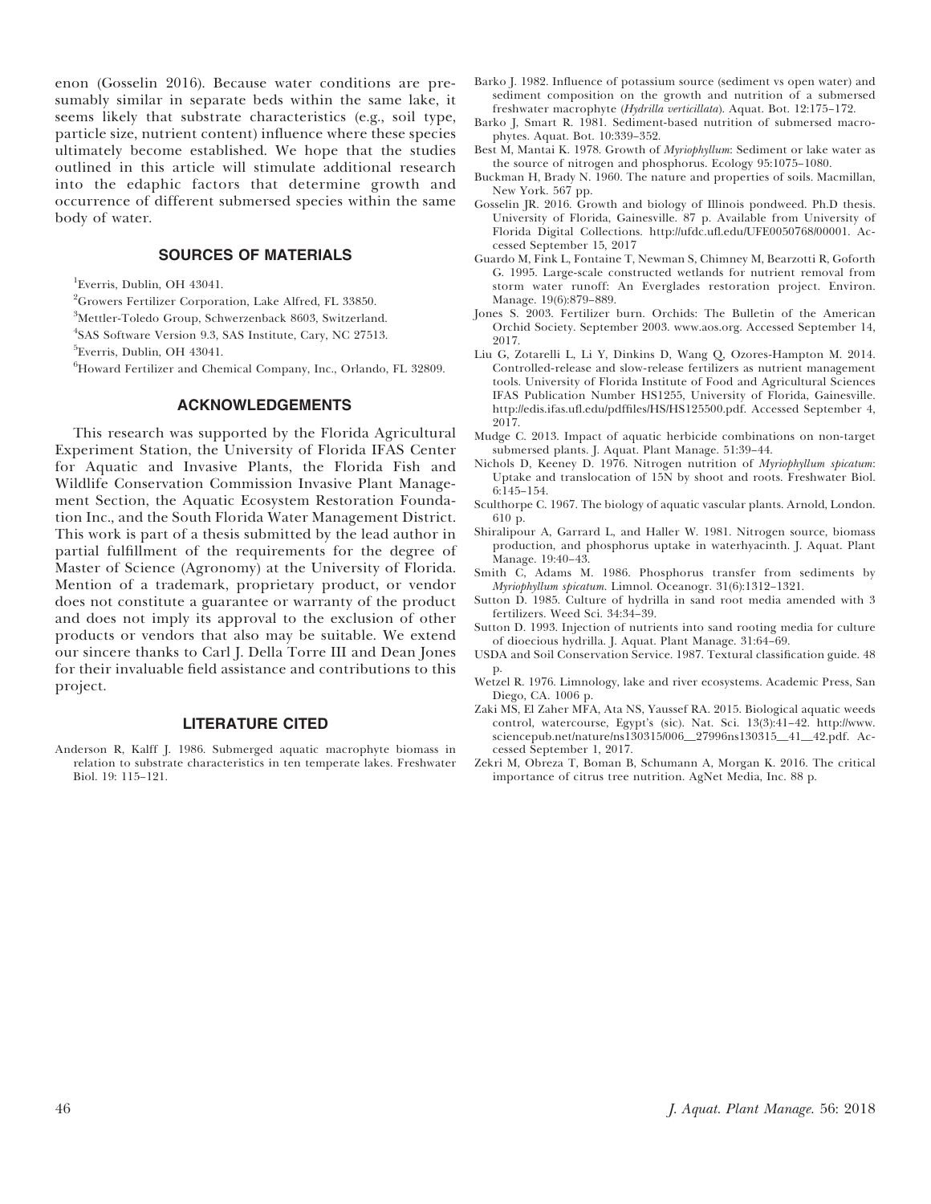enon (Gosselin 2016). Because water conditions are presumably similar in separate beds within the same lake, it seems likely that substrate characteristics (e.g., soil type, particle size, nutrient content) influence where these species ultimately become established. We hope that the studies outlined in this article will stimulate additional research into the edaphic factors that determine growth and occurrence of different submersed species within the same body of water.

## SOURCES OF MATERIALS

[1]Everris, Dublin, OH 43041.

[2]Growers Fertilizer Corporation, Lake Alfred, FL 33850.

[3]Mettler-Toledo Group, Schwerzenback 8603, Switzerland.

[4]SAS Software Version 9.3, SAS Institute, Cary, NC 27513.

[5]Everris, Dublin, OH 43041.

[6]Howard Fertilizer and Chemical Company, Inc., Orlando, FL 32809.

## ACKNOWLEDGEMENTS

This research was supported by the Florida Agricultural Experiment Station, the University of Florida IFAS Center for Aquatic and Invasive Plants, the Florida Fish and Wildlife Conservation Commission Invasive Plant Management Section, the Aquatic Ecosystem Restoration Foundation Inc., and the South Florida Water Management District. This work is part of a thesis submitted by the lead author in partial fulfillment of the requirements for the degree of Master of Science (Agronomy) at the University of Florida. Mention of a trademark, proprietary product, or vendor does not constitute a guarantee or warranty of the product and does not imply its approval to the exclusion of other products or vendors that also may be suitable. We extend our sincere thanks to Carl J. Della Torre III and Dean Jones for their invaluable field assistance and contributions to this project.

## LITERATURE CITED

Anderson R, Kalff J. 1986. Submerged aquatic macrophyte biomass in relation to substrate characteristics in ten temperate lakes. Freshwater Biol. 19: 115–121.

Barko J. 1982. Influence of potassium source (sediment vs open water) and sediment composition on the growth and nutrition of a submersed freshwater macrophyte (*Hydrilla verticillata*). Aquat. Bot. 12:175–172.

Barko J, Smart R. 1981. Sediment-based nutrition of submersed macrophytes. Aquat. Bot. 10:339–352.

Best M, Mantai K. 1978. Growth of *Myriophyllum*: Sediment or lake water as the source of nitrogen and phosphorus. Ecology 95:1075–1080.

Buckman H, Brady N. 1960. The nature and properties of soils. Macmillan, New York. 567 pp.

Gosselin JR. 2016. Growth and biology of Illinois pondweed. Ph.D thesis. University of Florida, Gainesville. 87 p. Available from University of Florida Digital Collections. http://ufdc.ufl.edu/UFE0050768/00001. Accessed September 15, 2017

Guardo M, Fink L, Fontaine T, Newman S, Chimney M, Bearzotti R, Goforth G. 1995. Large-scale constructed wetlands for nutrient removal from storm water runoff: An Everglades restoration project. Environ. Manage. 19(6):879–889.

Jones S. 2003. Fertilizer burn. Orchids: The Bulletin of the American Orchid Society. September 2003. www.aos.org. Accessed September 14, 2017.

Liu G, Zotarelli L, Li Y, Dinkins D, Wang Q, Ozores-Hampton M. 2014. Controlled-release and slow-release fertilizers as nutrient management tools. University of Florida Institute of Food and Agricultural Sciences IFAS Publication Number HS1255, University of Florida, Gainesville. http://edis.ifas.ufl.edu/pdffiles/HS/HS125500.pdf. Accessed September 4, 2017.

Mudge C. 2013. Impact of aquatic herbicide combinations on non-target submersed plants. J. Aquat. Plant Manage. 51:39–44.

Nichols D, Keeney D. 1976. Nitrogen nutrition of *Myriophyllum spicatum*: Uptake and translocation of 15N by shoot and roots. Freshwater Biol. 6:145–154.

Sculthorpe C. 1967. The biology of aquatic vascular plants. Arnold, London. 610 p.

Shiralipour A, Garrard L, and Haller W. 1981. Nitrogen source, biomass production, and phosphorus uptake in waterhyacinth. J. Aquat. Plant Manage. 19:40–43.

Smith C, Adams M. 1986. Phosphorus transfer from sediments by *Myriophyllum spicatum*. Limnol. Oceanogr. 31(6):1312–1321.

Sutton D. 1985. Culture of hydrilla in sand root media amended with 3 fertilizers. Weed Sci. 34:34–39.

Sutton D. 1993. Injection of nutrients into sand rooting media for culture of dioecious hydrilla. J. Aquat. Plant Manage. 31:64–69.

USDA and Soil Conservation Service. 1987. Textural classification guide. 48 p.

Wetzel R. 1976. Limnology, lake and river ecosystems. Academic Press, San Diego, CA. 1006 p.

Zaki MS, El Zaher MFA, Ata NS, Yaussef RA. 2015. Biological aquatic weeds control, watercourse, Egypt's (sic). Nat. Sci. 13(3):41–42. http://www.sciencepub.net/nature/ns130315/006_27996ns130315_41_42.pdf. Accessed September 1, 2017.

Zekri M, Obreza T, Boman B, Schumann A, Morgan K. 2016. The critical importance of citrus tree nutrition. AgNet Media, Inc. 88 p.